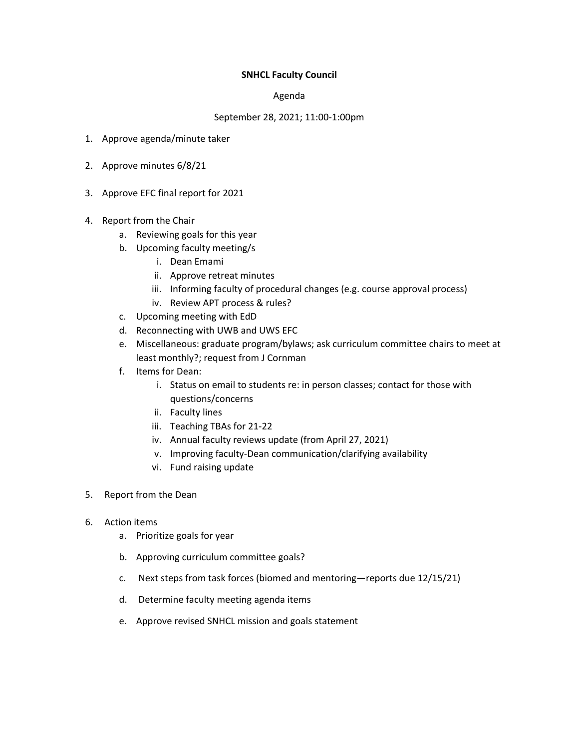**SNHCL Faculty Council**

Agenda

September 28, 2021; 11:00-1:00pm

1. Approve agenda/minute taker

2. Approve minutes 6/8/21

3. Approve EFC final report for 2021

4. Report from the Chair
    a. Reviewing goals for this year
    b. Upcoming faculty meeting/s
        i. Dean Emami
        ii. Approve retreat minutes
        iii. Informing faculty of procedural changes (e.g. course approval process)
        iv. Review APT process & rules?
    c. Upcoming meeting with EdD
    d. Reconnecting with UWB and UWS EFC
    e. Miscellaneous: graduate program/bylaws; ask curriculum committee chairs to meet at least monthly?; request from J Cornman
    f. Items for Dean:
        i. Status on email to students re: in person classes; contact for those with questions/concerns
        ii. Faculty lines
        iii. Teaching TBAs for 21-22
        iv. Annual faculty reviews update (from April 27, 2021)
        v. Improving faculty-Dean communication/clarifying availability
        vi. Fund raising update

5. Report from the Dean

6. Action items
    a. Prioritize goals for year

    b. Approving curriculum committee goals?

    c. Next steps from task forces (biomed and mentoring—reports due 12/15/21)

    d. Determine faculty meeting agenda items

    e. Approve revised SNHCL mission and goals statement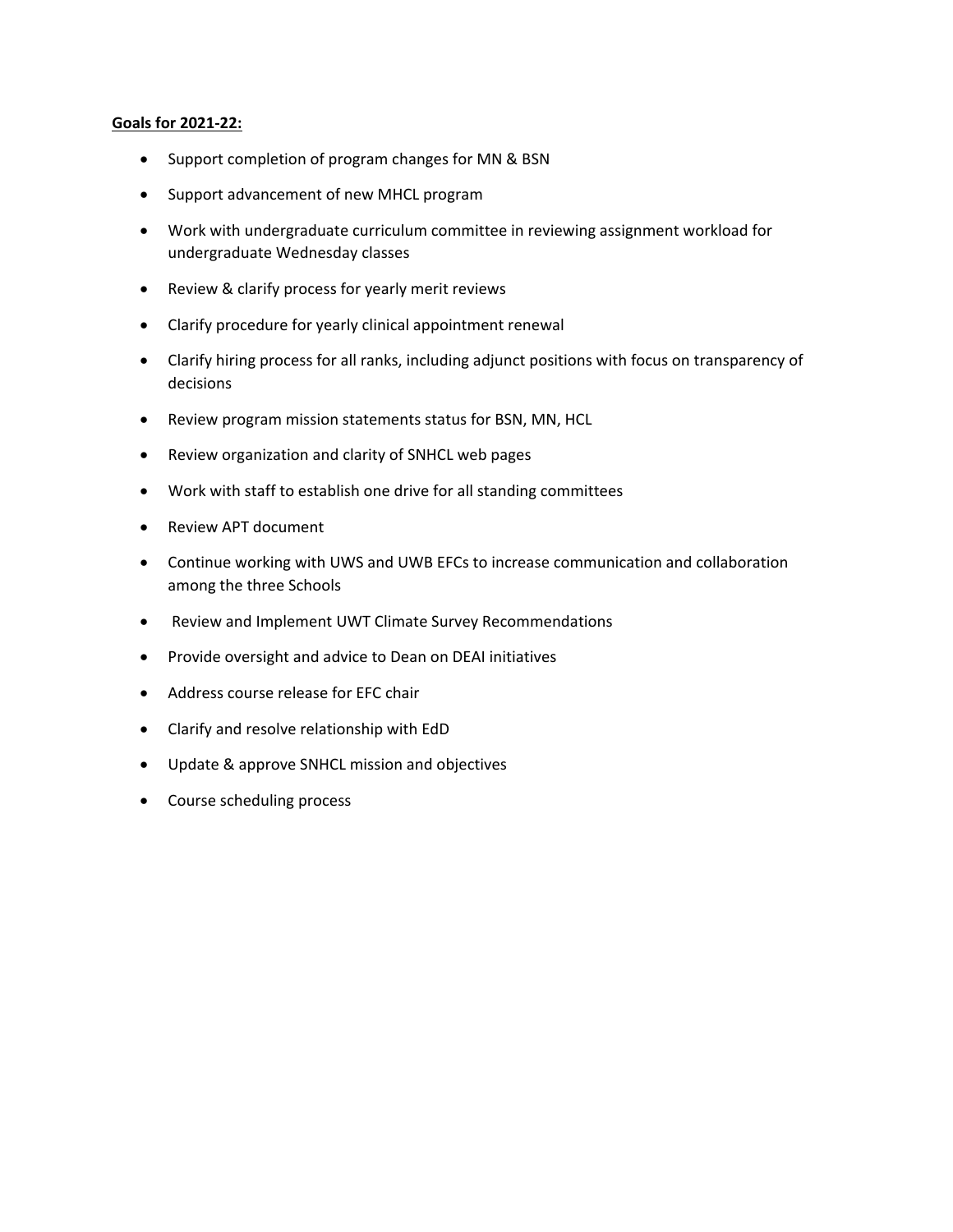**Goals for 2021-22:**

- Support completion of program changes for MN & BSN
- Support advancement of new MHCL program
- Work with undergraduate curriculum committee in reviewing assignment workload for undergraduate Wednesday classes
- Review & clarify process for yearly merit reviews
- Clarify procedure for yearly clinical appointment renewal
- Clarify hiring process for all ranks, including adjunct positions with focus on transparency of decisions
- Review program mission statements status for BSN, MN, HCL
- Review organization and clarity of SNHCL web pages
- Work with staff to establish one drive for all standing committees
- Review APT document
- Continue working with UWS and UWB EFCs to increase communication and collaboration among the three Schools
- Review and Implement UWT Climate Survey Recommendations
- Provide oversight and advice to Dean on DEAI initiatives
- Address course release for EFC chair
- Clarify and resolve relationship with EdD
- Update & approve SNHCL mission and objectives
- Course scheduling process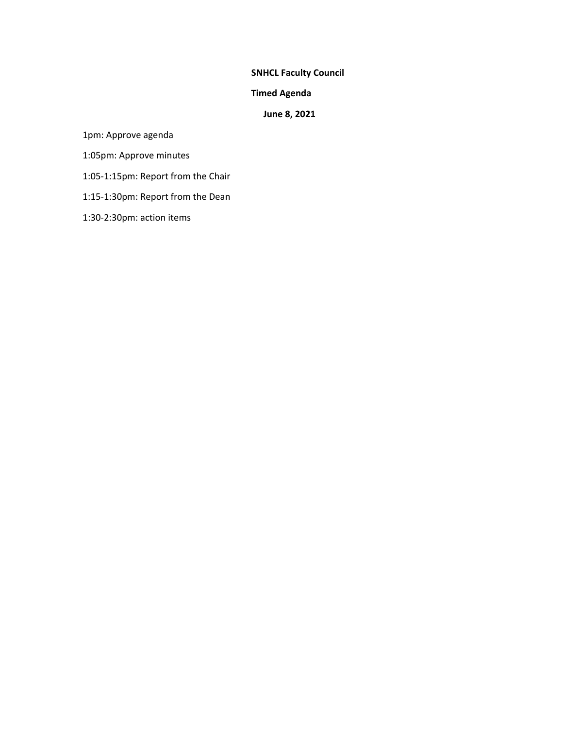**SNHCL Faculty Council**

**Timed Agenda**

**June 8, 2021**

1pm: Approve agenda

1:05pm: Approve minutes

1:05-1:15pm: Report from the Chair

1:15-1:30pm: Report from the Dean

1:30-2:30pm: action items